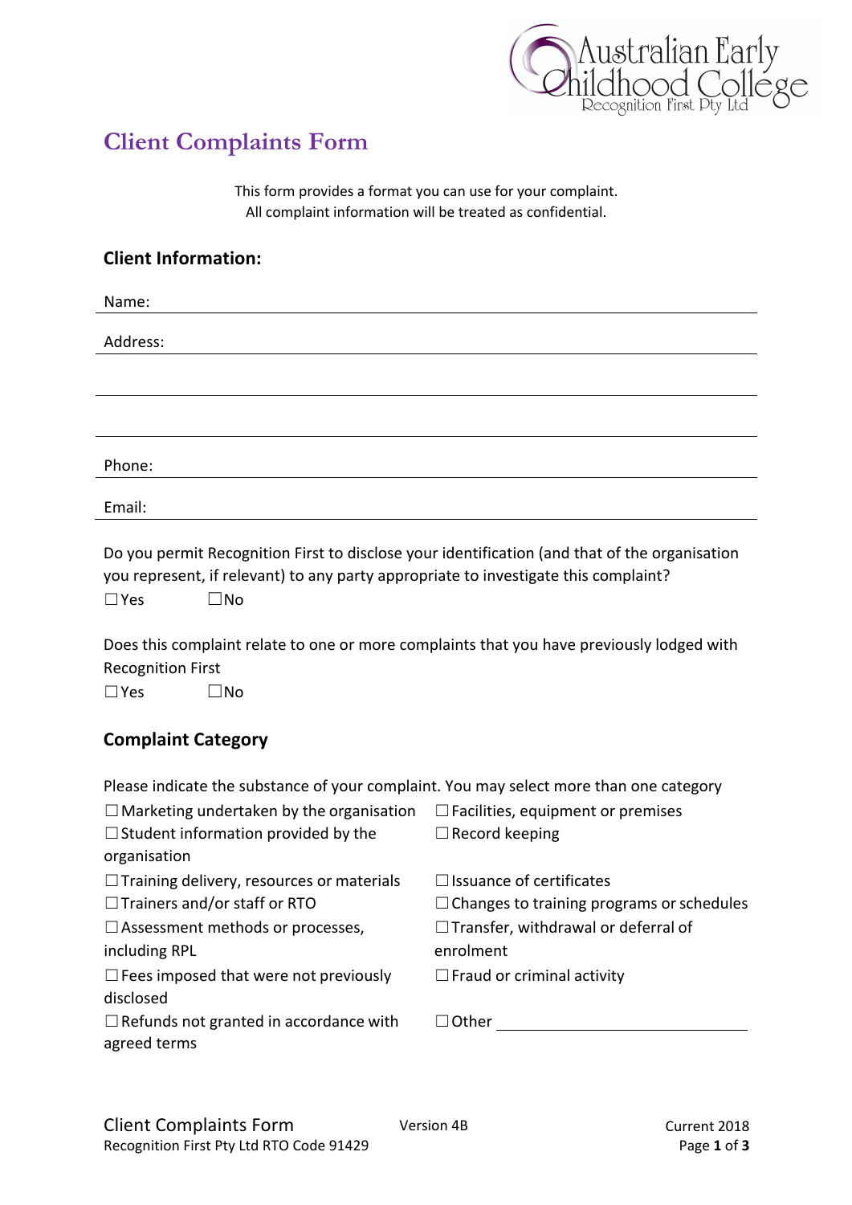# Client Complaints Form

This form provides a format you can use for your complaint.
All complaint information will be treated as confidential.

## Client Information:

Name:

Address:

Phone:

Email:

Do you permit Recognition First to disclose your identification (and that of the organisation you represent, if relevant) to any party appropriate to investigate this complaint?

☐Yes ☐No

Does this complaint relate to one or more complaints that you have previously lodged with Recognition First

☐Yes ☐No

## Complaint Category

Please indicate the substance of your complaint. You may select more than one category

☐Marketing undertaken by the organisation
☐Student information provided by the organisation
☐Training delivery, resources or materials
☐Trainers and/or staff or RTO
☐Assessment methods or processes, including RPL
☐Fees imposed that were not previously disclosed
☐Refunds not granted in accordance with agreed terms
☐Facilities, equipment or premises
☐Record keeping
☐Issuance of certificates
☐Changes to training programs or schedules
☐Transfer, withdrawal or deferral of enrolment
☐Fraud or criminal activity
☐Other ____________________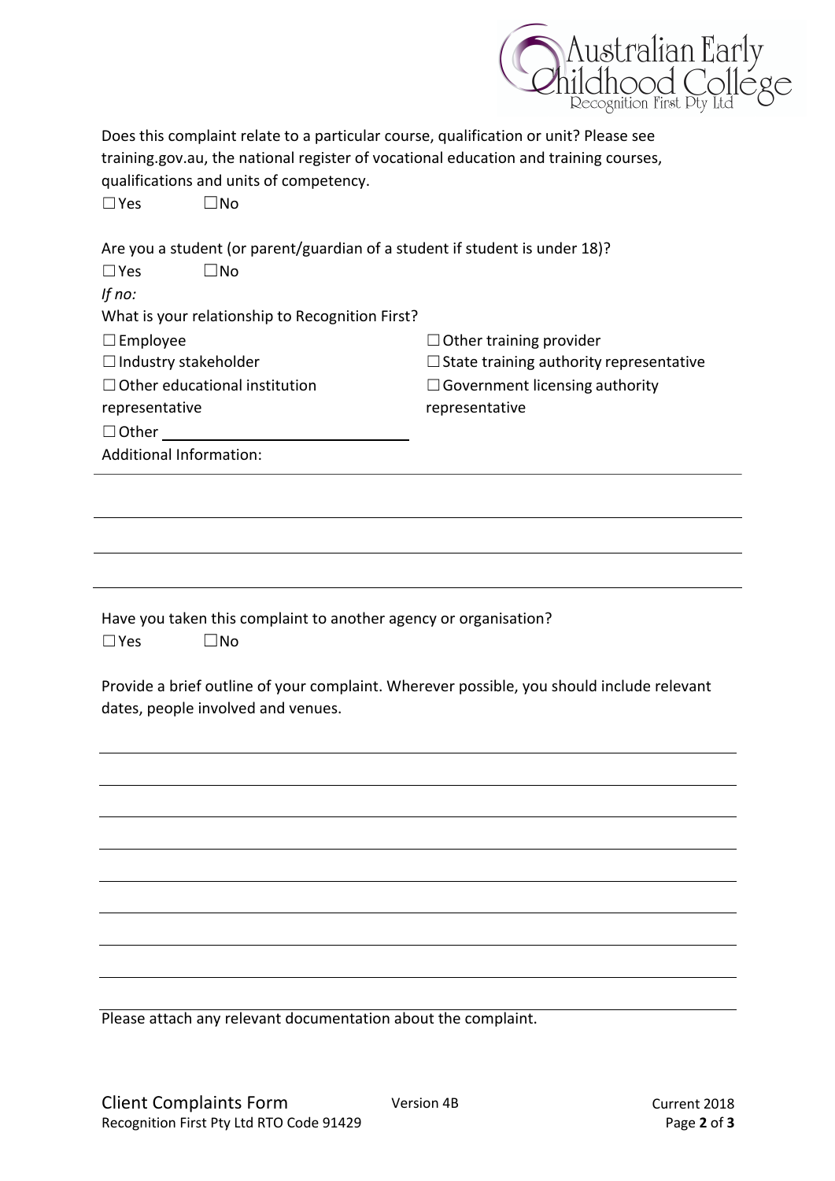Does this complaint relate to a particular course, qualification or unit? Please see training.gov.au, the national register of vocational education and training courses, qualifications and units of competency.

☐ Yes ☐ No

Are you a student (or parent/guardian of a student if student is under 18)?

☐ Yes ☐ No

*If no:*

What is your relationship to Recognition First?

☐ Employee

☐ Industry stakeholder

☐ Other educational institution representative

☐ Other training provider

☐ State training authority representative

☐ Government licensing authority representative

☐ Other ______________________________

Additional Information:

_______________________________________________

_______________________________________________

_______________________________________________

_______________________________________________

Have you taken this complaint to another agency or organisation?

☐ Yes ☐ No

Provide a brief outline of your complaint. Wherever possible, you should include relevant dates, people involved and venues.

_______________________________________________

_______________________________________________

_______________________________________________

_______________________________________________

_______________________________________________

_______________________________________________

_______________________________________________

_______________________________________________

Please attach any relevant documentation about the complaint.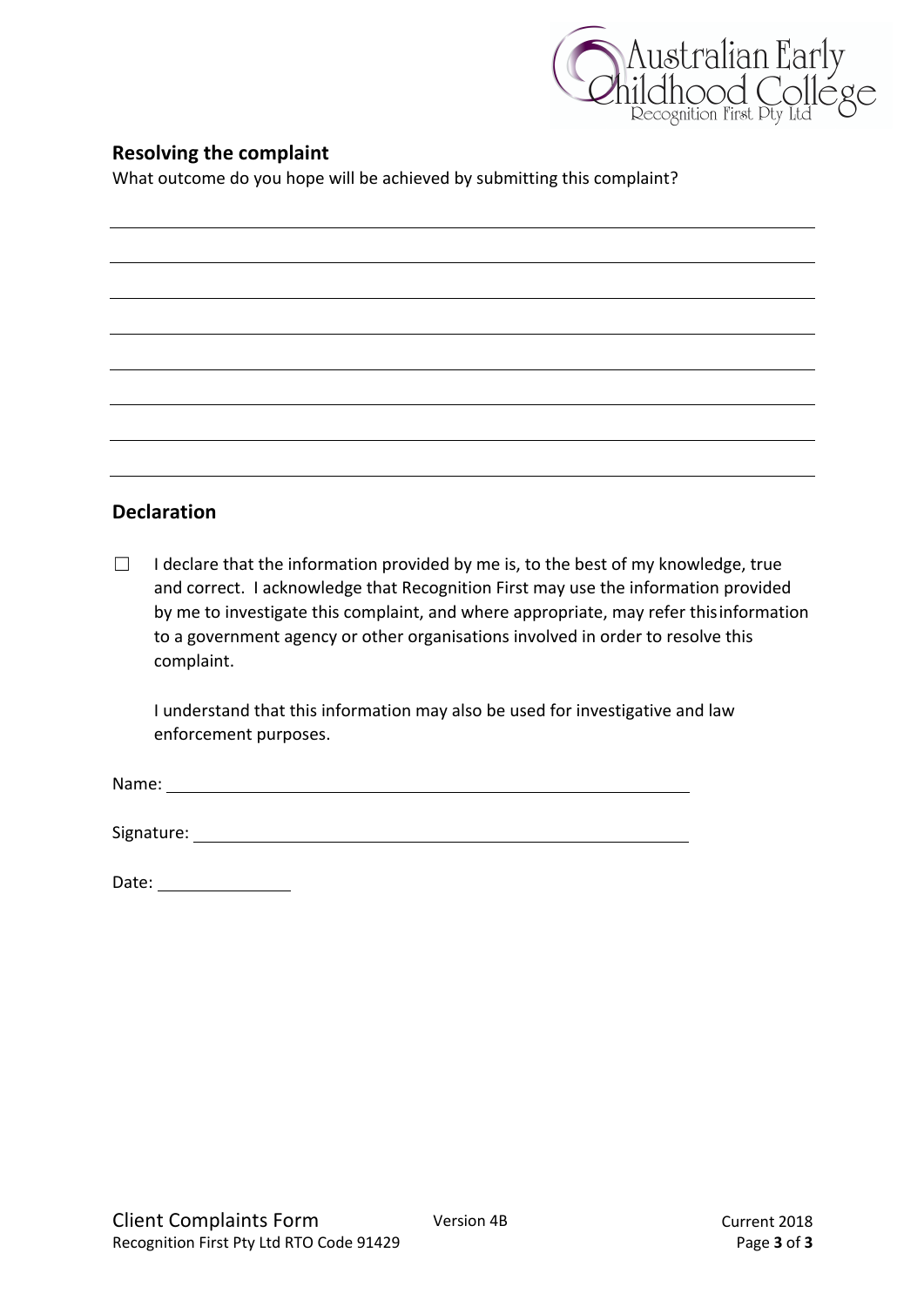## Resolving the complaint

What outcome do you hope will be achieved by submitting this complaint?

## Declaration

☐ I declare that the information provided by me is, to the best of my knowledge, true and correct. I acknowledge that Recognition First may use the information provided by me to investigate this complaint, and where appropriate, may refer this information to a government agency or other organisations involved in order to resolve this complaint.

I understand that this information may also be used for investigative and law enforcement purposes.

Name: ______________________________

Signature: ______________________________

Date: ______________